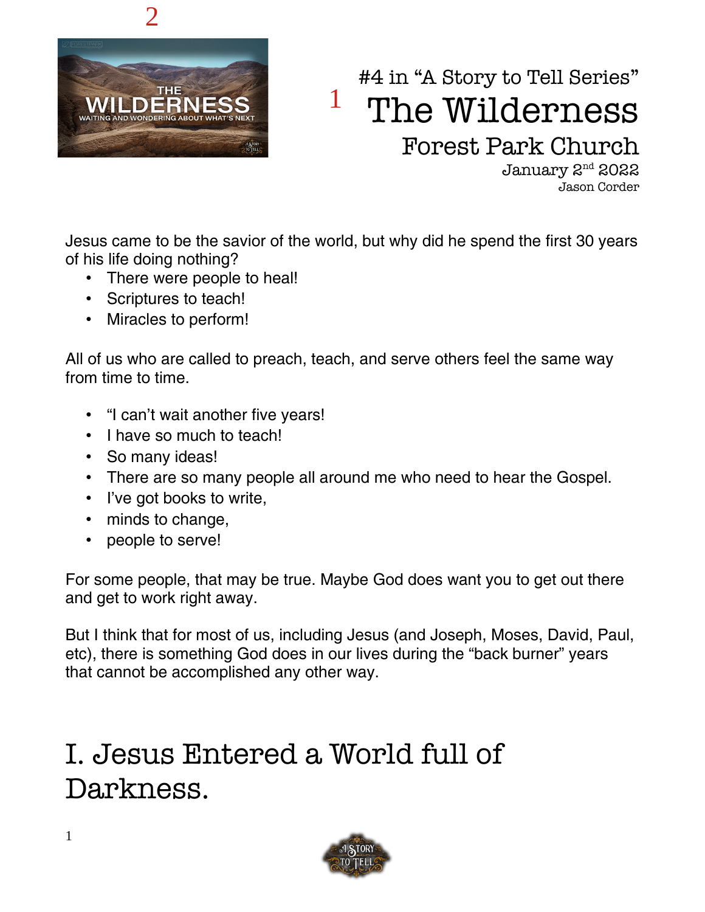#4 in "A Story to Tell Series"

# The Wilderness

## Forest Park Church

January 2nd 2022

Jason Corder

Jesus came to be the savior of the world, but why did he spend the first 30 years of his life doing nothing?

- There were people to heal!
- Scriptures to teach!
- Miracles to perform!

All of us who are called to preach, teach, and serve others feel the same way from time to time.

- "I can't wait another five years!
- I have so much to teach!
- So many ideas!
- There are so many people all around me who need to hear the Gospel.
- I've got books to write,
- minds to change,
- people to serve!

For some people, that may be true. Maybe God does want you to get out there and get to work right away.

But I think that for most of us, including Jesus (and Joseph, Moses, David, Paul, etc), there is something God does in our lives during the "back burner" years that cannot be accomplished any other way.

# I. Jesus Entered a World full of Darkness.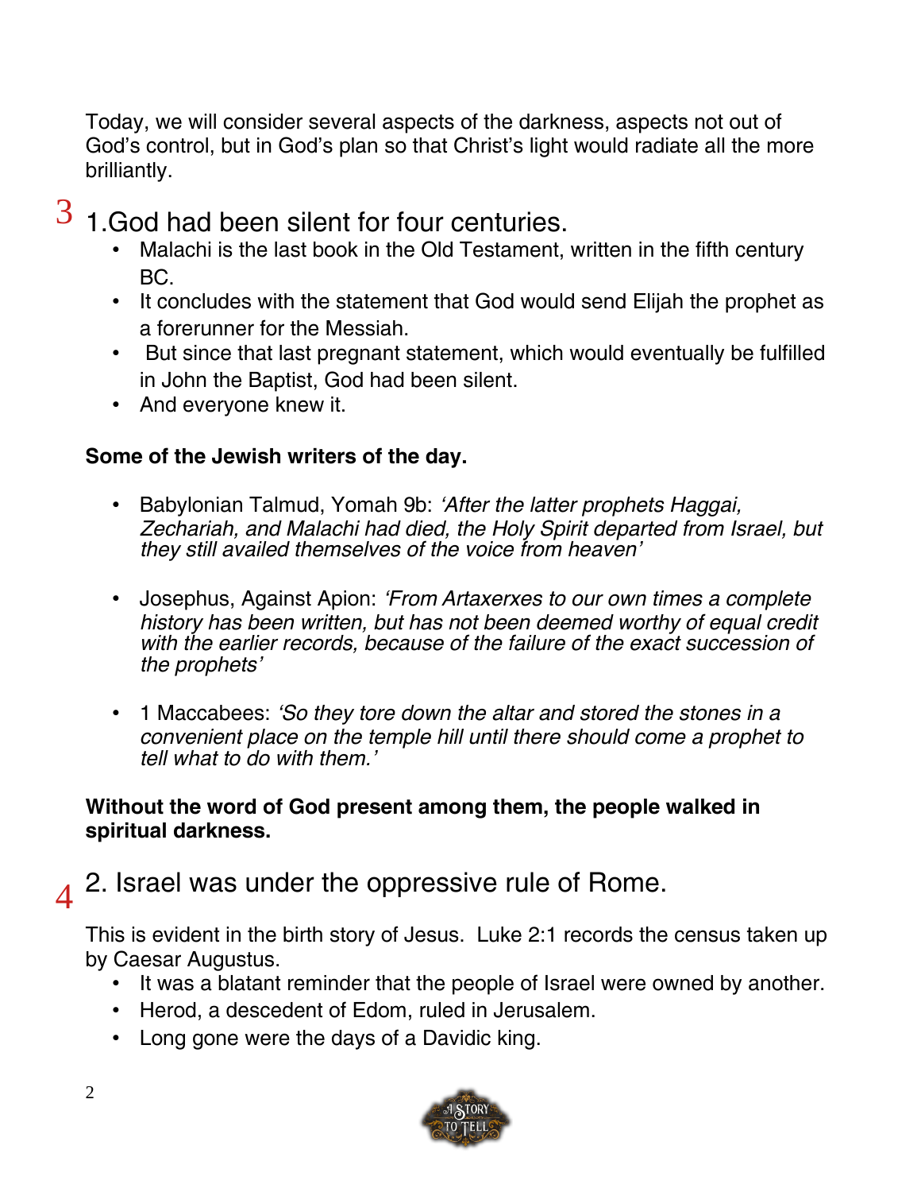Today, we will consider several aspects of the darkness, aspects not out of God's control, but in God's plan so that Christ's light would radiate all the more brilliantly.

## 3 1.God had been silent for four centuries.

- Malachi is the last book in the Old Testament, written in the fifth century BC.
- It concludes with the statement that God would send Elijah the prophet as a forerunner for the Messiah.
- But since that last pregnant statement, which would eventually be fulfilled in John the Baptist, God had been silent.
- And everyone knew it.

**Some of the Jewish writers of the day.**

- Babylonian Talmud, Yomah 9b: *'After the latter prophets Haggai, Zechariah, and Malachi had died, the Holy Spirit departed from Israel, but they still availed themselves of the voice from heaven'*

- Josephus, Against Apion: *'From Artaxerxes to our own times a complete history has been written, but has not been deemed worthy of equal credit with the earlier records, because of the failure of the exact succession of the prophets'*

- 1 Maccabees: *'So they tore down the altar and stored the stones in a convenient place on the temple hill until there should come a prophet to tell what to do with them.'*

**Without the word of God present among them, the people walked in spiritual darkness.**

## 4 2. Israel was under the oppressive rule of Rome.

This is evident in the birth story of Jesus. Luke 2:1 records the census taken up by Caesar Augustus.

- It was a blatant reminder that the people of Israel were owned by another.
- Herod, a descedent of Edom, ruled in Jerusalem.
- Long gone were the days of a Davidic king.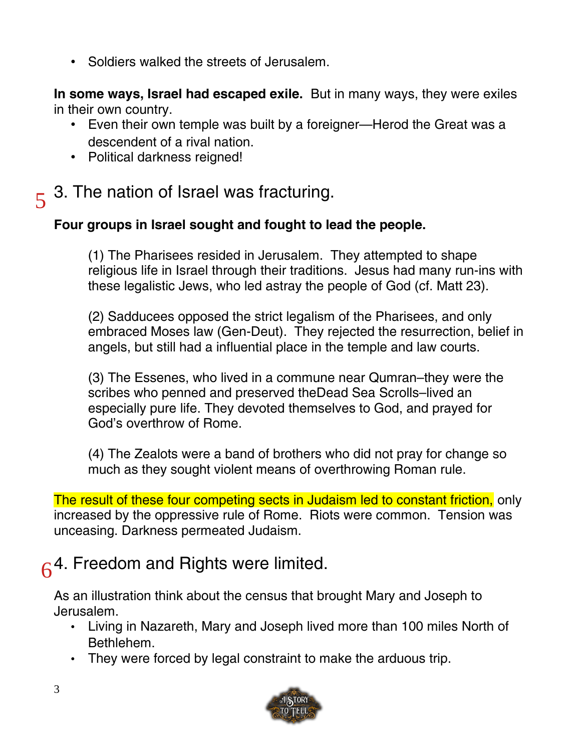- Soldiers walked the streets of Jerusalem.

**In some ways, Israel had escaped exile.** But in many ways, they were exiles in their own country.

- Even their own temple was built by a foreigner—Herod the Great was a descendent of a rival nation.
- Political darkness reigned!

5

## 3. The nation of Israel was fracturing.

**Four groups in Israel sought and fought to lead the people.**

(1) The Pharisees resided in Jerusalem. They attempted to shape religious life in Israel through their traditions. Jesus had many run-ins with these legalistic Jews, who led astray the people of God (cf. Matt 23).

(2) Sadducees opposed the strict legalism of the Pharisees, and only embraced Moses law (Gen-Deut). They rejected the resurrection, belief in angels, but still had a influential place in the temple and law courts.

(3) The Essenes, who lived in a commune near Qumran–they were the scribes who penned and preserved theDead Sea Scrolls–lived an especially pure life. They devoted themselves to God, and prayed for God's overthrow of Rome.

(4) The Zealots were a band of brothers who did not pray for change so much as they sought violent means of overthrowing Roman rule.

The result of these four competing sects in Judaism led to constant friction, only increased by the oppressive rule of Rome. Riots were common. Tension was unceasing. Darkness permeated Judaism.

6

## 4. Freedom and Rights were limited.

As an illustration think about the census that brought Mary and Joseph to Jerusalem.

- Living in Nazareth, Mary and Joseph lived more than 100 miles North of Bethlehem.
- They were forced by legal constraint to make the arduous trip.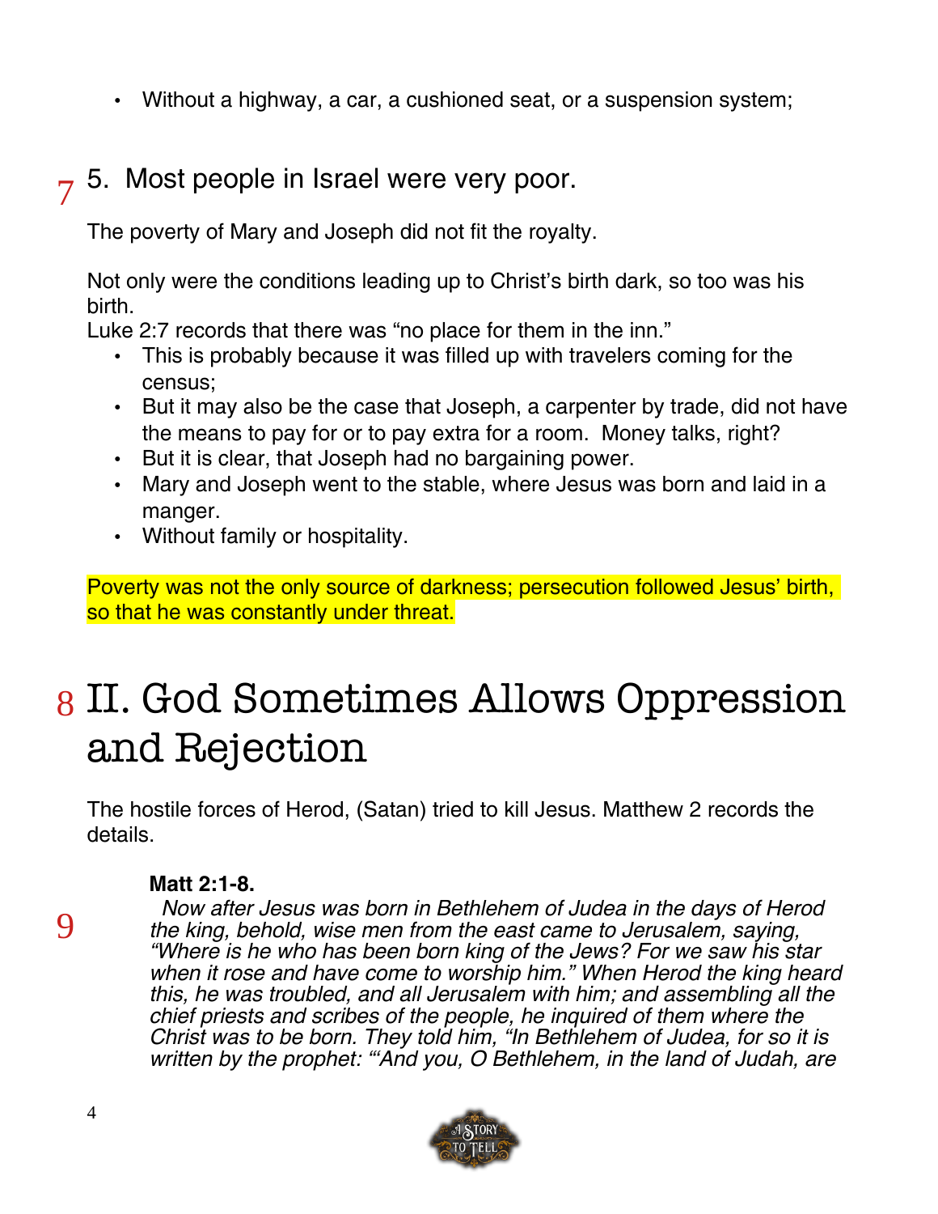- Without a highway, a car, a cushioned seat, or a suspension system;

7 5. Most people in Israel were very poor.

The poverty of Mary and Joseph did not fit the royalty.

Not only were the conditions leading up to Christ's birth dark, so too was his birth.
Luke 2:7 records that there was "no place for them in the inn."

- This is probably because it was filled up with travelers coming for the census;
- But it may also be the case that Joseph, a carpenter by trade, did not have the means to pay for or to pay extra for a room. Money talks, right?
- But it is clear, that Joseph had no bargaining power.
- Mary and Joseph went to the stable, where Jesus was born and laid in a manger.
- Without family or hospitality.

Poverty was not the only source of darkness; persecution followed Jesus' birth, so that he was constantly under threat.

# 8 II. God Sometimes Allows Oppression and Rejection

The hostile forces of Herod, (Satan) tried to kill Jesus. Matthew 2 records the details.

**Matt 2:1-8.**

9 *Now after Jesus was born in Bethlehem of Judea in the days of Herod the king, behold, wise men from the east came to Jerusalem, saying, "Where is he who has been born king of the Jews? For we saw his star when it rose and have come to worship him." When Herod the king heard this, he was troubled, and all Jerusalem with him; and assembling all the chief priests and scribes of the people, he inquired of them where the Christ was to be born. They told him, "In Bethlehem of Judea, for so it is written by the prophet: "'And you, O Bethlehem, in the land of Judah, are*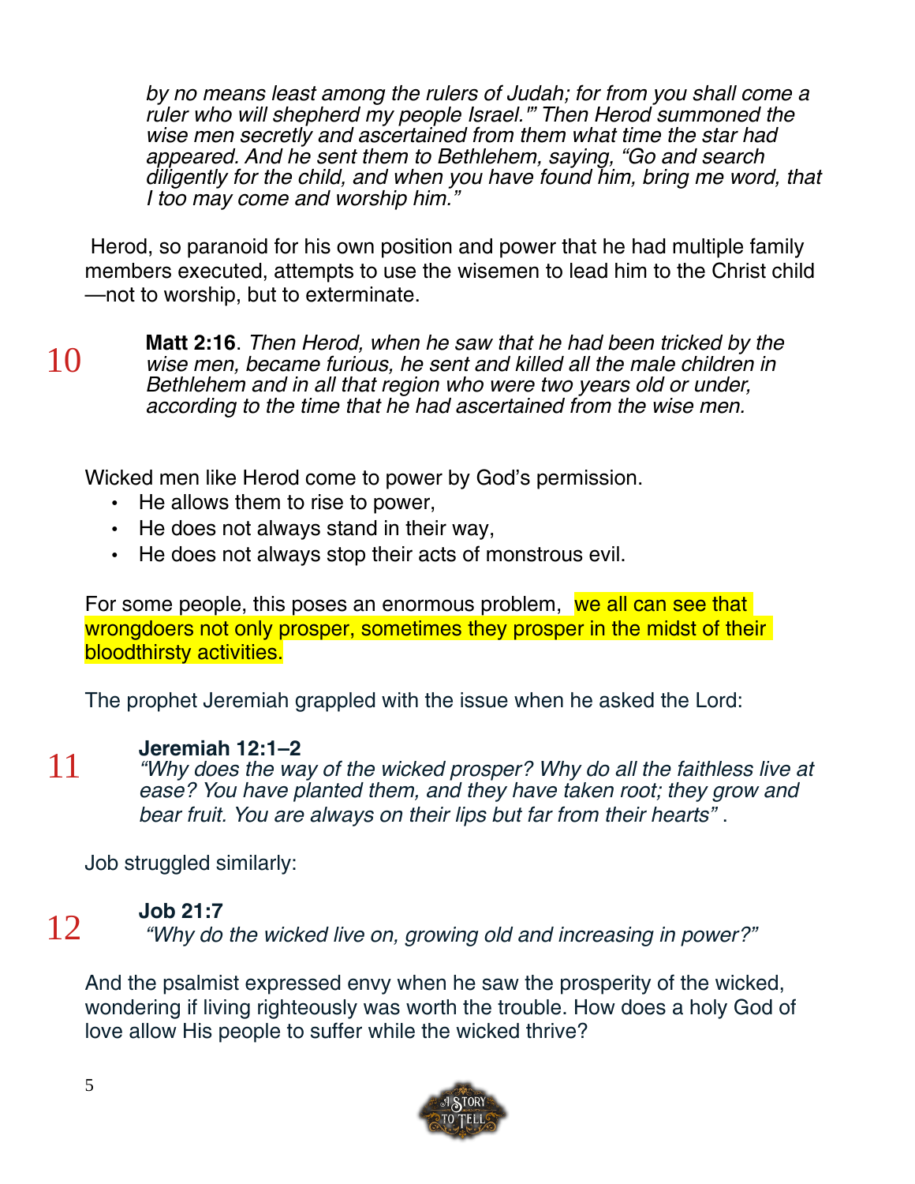*by no means least among the rulers of Judah; for from you shall come a ruler who will shepherd my people Israel.'" Then Herod summoned the wise men secretly and ascertained from them what time the star had appeared. And he sent them to Bethlehem, saying, "Go and search diligently for the child, and when you have found him, bring me word, that I too may come and worship him."*

Herod, so paranoid for his own position and power that he had multiple family members executed, attempts to use the wisemen to lead him to the Christ child—not to worship, but to exterminate.

10

**Matt 2:16**. *Then Herod, when he saw that he had been tricked by the wise men, became furious, he sent and killed all the male children in Bethlehem and in all that region who were two years old or under, according to the time that he had ascertained from the wise men.*

Wicked men like Herod come to power by God's permission.

- He allows them to rise to power,
- He does not always stand in their way,
- He does not always stop their acts of monstrous evil.

For some people, this poses an enormous problem, we all can see that wrongdoers not only prosper, sometimes they prosper in the midst of their bloodthirsty activities.

The prophet Jeremiah grappled with the issue when he asked the Lord:

11

**Jeremiah 12:1–2**
*"Why does the way of the wicked prosper? Why do all the faithless live at ease? You have planted them, and they have taken root; they grow and bear fruit. You are always on their lips but far from their hearts"* .

Job struggled similarly:

12

**Job 21:7**
*"Why do the wicked live on, growing old and increasing in power?"*

And the psalmist expressed envy when he saw the prosperity of the wicked, wondering if living righteously was worth the trouble. How does a holy God of love allow His people to suffer while the wicked thrive?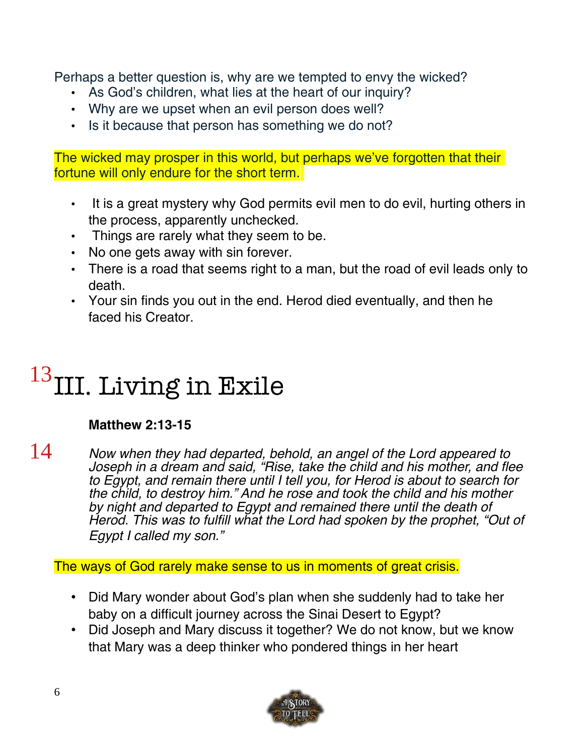Perhaps a better question is, why are we tempted to envy the wicked?

- As God's children, what lies at the heart of our inquiry?
- Why are we upset when an evil person does well?
- Is it because that person has something we do not?

The wicked may prosper in this world, but perhaps we've forgotten that their fortune will only endure for the short term.

- It is a great mystery why God permits evil men to do evil, hurting others in the process, apparently unchecked.
- Things are rarely what they seem to be.
- No one gets away with sin forever.
- There is a road that seems right to a man, but the road of evil leads only to death.
- Your sin finds you out in the end. Herod died eventually, and then he faced his Creator.

# 13 III. Living in Exile

**Matthew 2:13-15**

14 *Now when they had departed, behold, an angel of the Lord appeared to Joseph in a dream and said, "Rise, take the child and his mother, and flee to Egypt, and remain there until I tell you, for Herod is about to search for the child, to destroy him." And he rose and took the child and his mother by night and departed to Egypt and remained there until the death of Herod. This was to fulfill what the Lord had spoken by the prophet, "Out of Egypt I called my son."*

The ways of God rarely make sense to us in moments of great crisis.

- Did Mary wonder about God's plan when she suddenly had to take her baby on a difficult journey across the Sinai Desert to Egypt?
- Did Joseph and Mary discuss it together? We do not know, but we know that Mary was a deep thinker who pondered things in her heart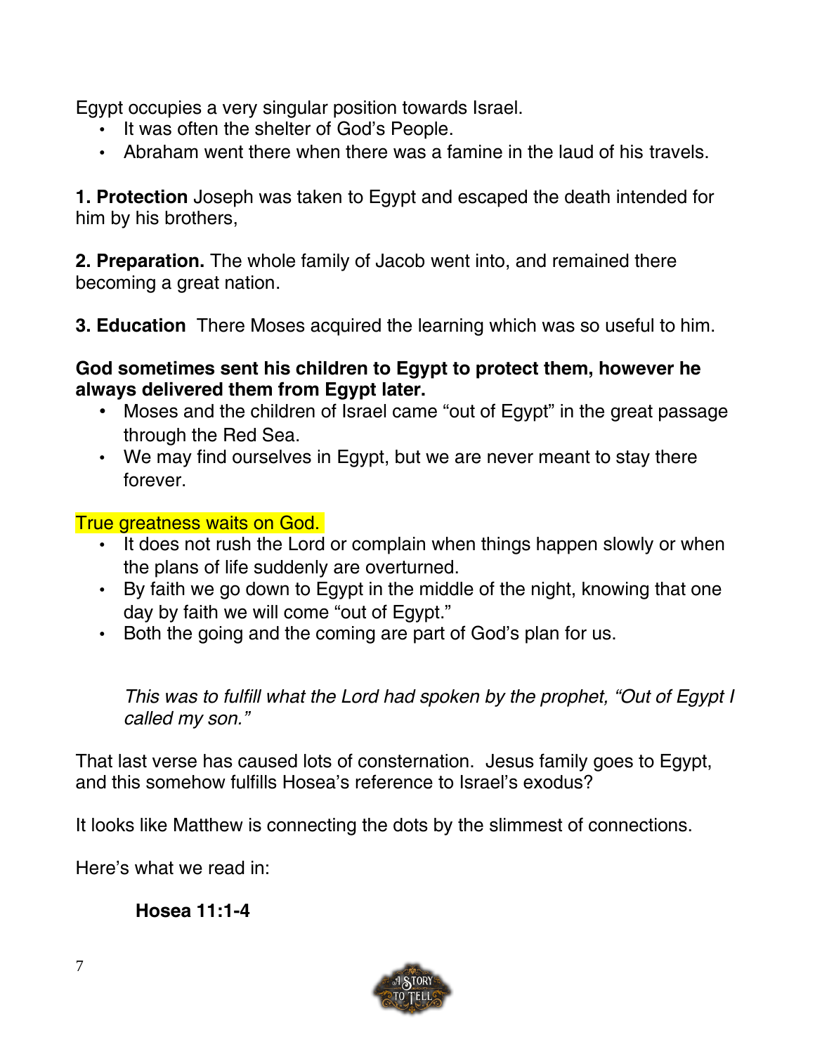Egypt occupies a very singular position towards Israel.

- It was often the shelter of God's People.
- Abraham went there when there was a famine in the laud of his travels.

**1. Protection** Joseph was taken to Egypt and escaped the death intended for him by his brothers,

**2. Preparation.** The whole family of Jacob went into, and remained there becoming a great nation.

**3. Education** There Moses acquired the learning which was so useful to him.

**God sometimes sent his children to Egypt to protect them, however he always delivered them from Egypt later.**

- Moses and the children of Israel came "out of Egypt" in the great passage through the Red Sea.
- We may find ourselves in Egypt, but we are never meant to stay there forever.

True greatness waits on God.

- It does not rush the Lord or complain when things happen slowly or when the plans of life suddenly are overturned.
- By faith we go down to Egypt in the middle of the night, knowing that one day by faith we will come "out of Egypt."
- Both the going and the coming are part of God's plan for us.

*This was to fulfill what the Lord had spoken by the prophet, "Out of Egypt I called my son."*

That last verse has caused lots of consternation. Jesus family goes to Egypt, and this somehow fulfills Hosea's reference to Israel's exodus?

It looks like Matthew is connecting the dots by the slimmest of connections.

Here's what we read in:

**Hosea 11:1-4**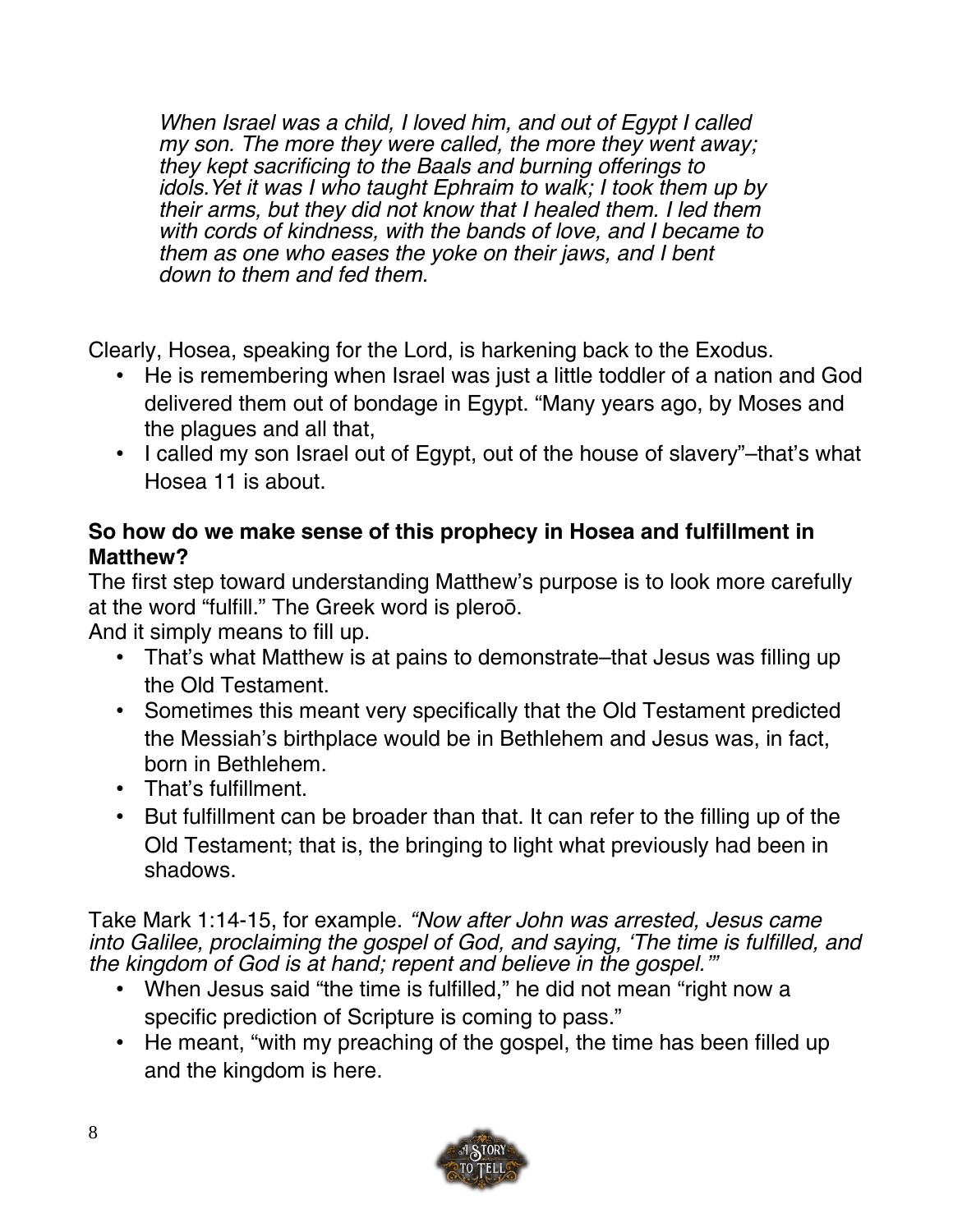*When Israel was a child, I loved him, and out of Egypt I called my son. The more they were called, the more they went away; they kept sacrificing to the Baals and burning offerings to idols.Yet it was I who taught Ephraim to walk; I took them up by their arms, but they did not know that I healed them. I led them with cords of kindness, with the bands of love, and I became to them as one who eases the yoke on their jaws, and I bent down to them and fed them.*

Clearly, Hosea, speaking for the Lord, is harkening back to the Exodus.

- He is remembering when Israel was just a little toddler of a nation and God delivered them out of bondage in Egypt. "Many years ago, by Moses and the plagues and all that,
- I called my son Israel out of Egypt, out of the house of slavery"–that's what Hosea 11 is about.

**So how do we make sense of this prophecy in Hosea and fulfillment in Matthew?**

The first step toward understanding Matthew's purpose is to look more carefully at the word "fulfill." The Greek word is pleroō.
And it simply means to fill up.

- That's what Matthew is at pains to demonstrate–that Jesus was filling up the Old Testament.
- Sometimes this meant very specifically that the Old Testament predicted the Messiah's birthplace would be in Bethlehem and Jesus was, in fact, born in Bethlehem.
- That's fulfillment.
- But fulfillment can be broader than that. It can refer to the filling up of the Old Testament; that is, the bringing to light what previously had been in shadows.

Take Mark 1:14-15, for example. *"Now after John was arrested, Jesus came into Galilee, proclaiming the gospel of God, and saying, 'The time is fulfilled, and the kingdom of God is at hand; repent and believe in the gospel.'"*

- When Jesus said "the time is fulfilled," he did not mean "right now a specific prediction of Scripture is coming to pass."
- He meant, "with my preaching of the gospel, the time has been filled up and the kingdom is here.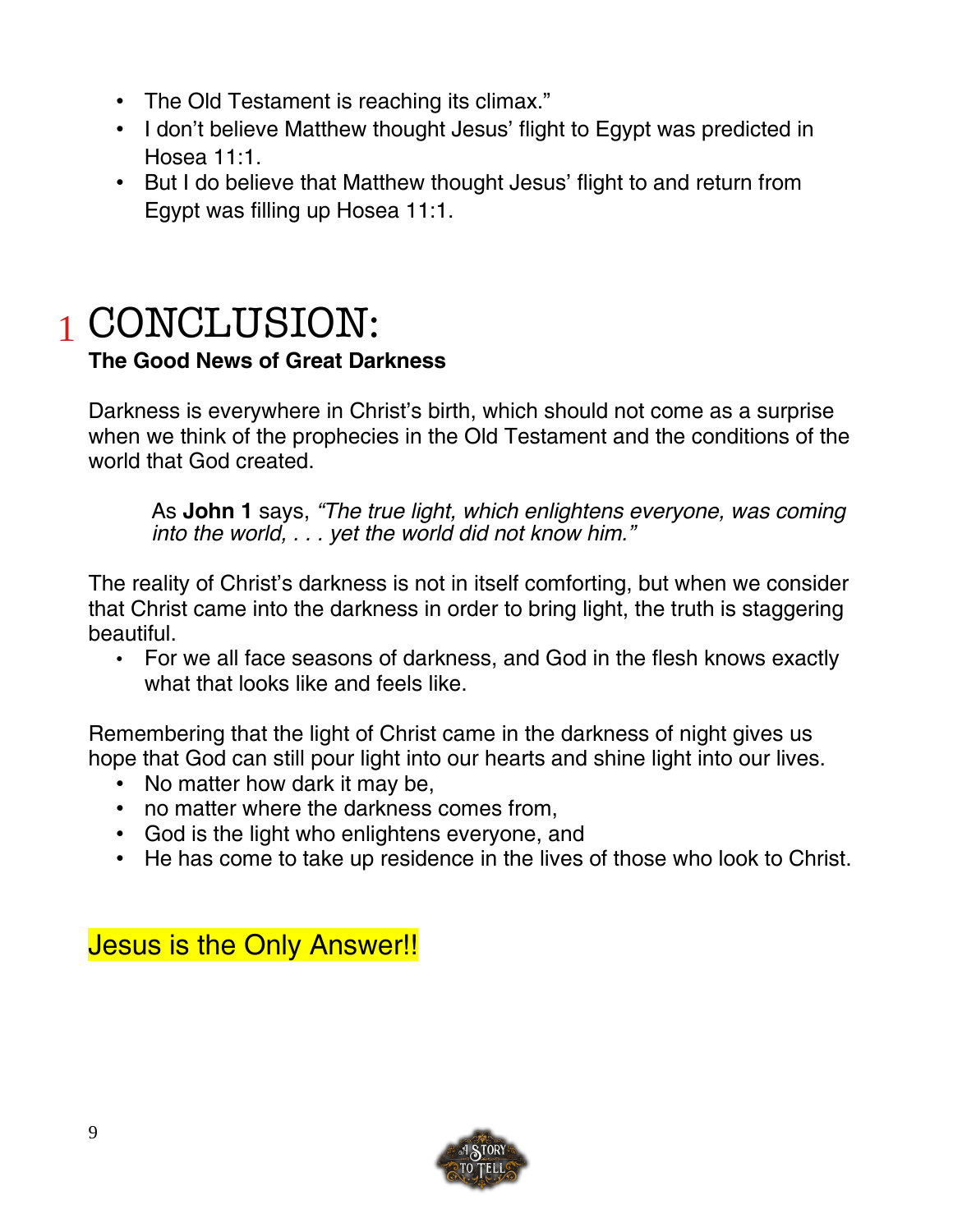- The Old Testament is reaching its climax."
- I don't believe Matthew thought Jesus' flight to Egypt was predicted in Hosea 11:1.
- But I do believe that Matthew thought Jesus' flight to and return from Egypt was filling up Hosea 11:1.

# 1 CONCLUSION:

**The Good News of Great Darkness**

Darkness is everywhere in Christ's birth, which should not come as a surprise when we think of the prophecies in the Old Testament and the conditions of the world that God created.

> As **John 1** says, *"The true light, which enlightens everyone, was coming into the world, . . . yet the world did not know him."*

The reality of Christ's darkness is not in itself comforting, but when we consider that Christ came into the darkness in order to bring light, the truth is staggering beautiful.

- For we all face seasons of darkness, and God in the flesh knows exactly what that looks like and feels like.

Remembering that the light of Christ came in the darkness of night gives us hope that God can still pour light into our hearts and shine light into our lives.

- No matter how dark it may be,
- no matter where the darkness comes from,
- God is the light who enlightens everyone, and
- He has come to take up residence in the lives of those who look to Christ.

Jesus is the Only Answer!!